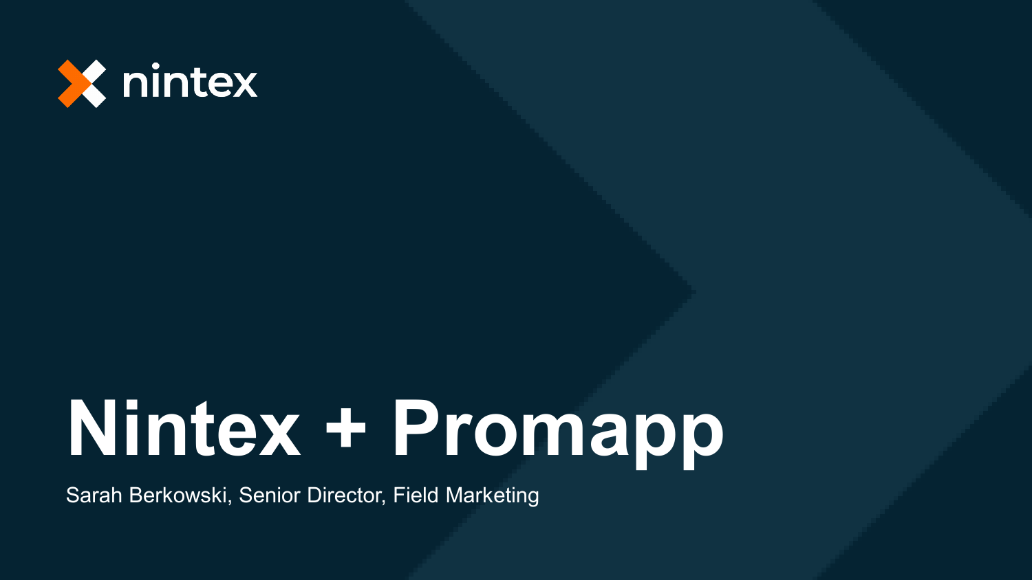nintex

# Nintex + Promapp

Sarah Berkowski, Senior Director, Field Marketing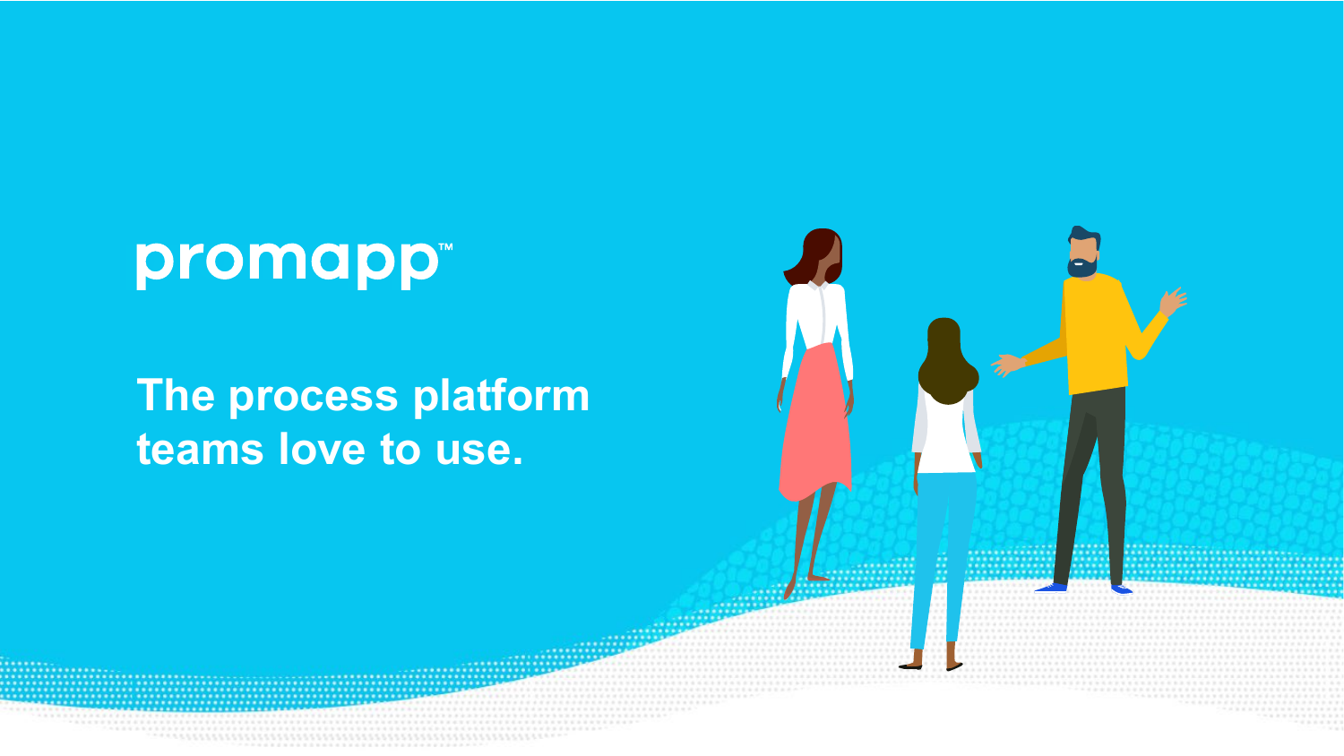# promapp™

## The process platform teams love to use.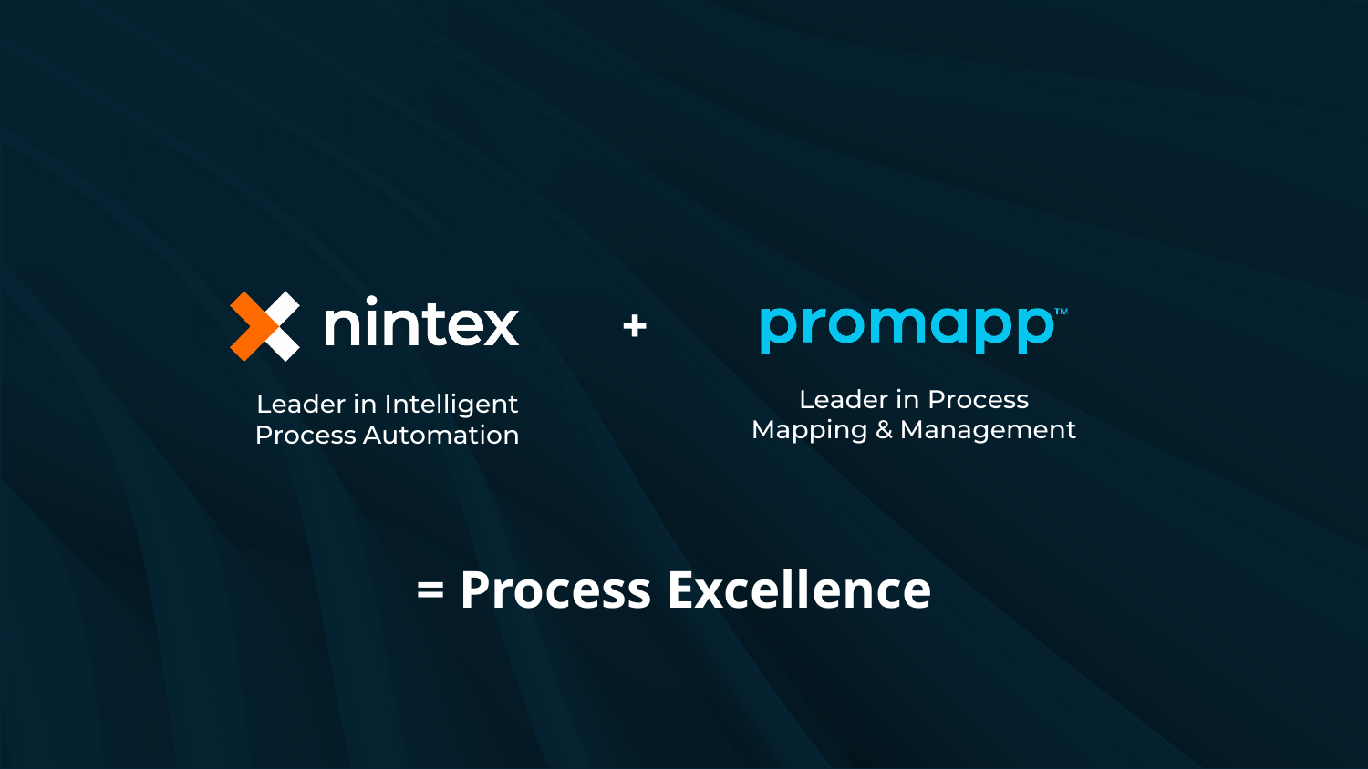nintex + promapp™

Leader in Intelligent Process Automation

Leader in Process Mapping & Management

# = Process Excellence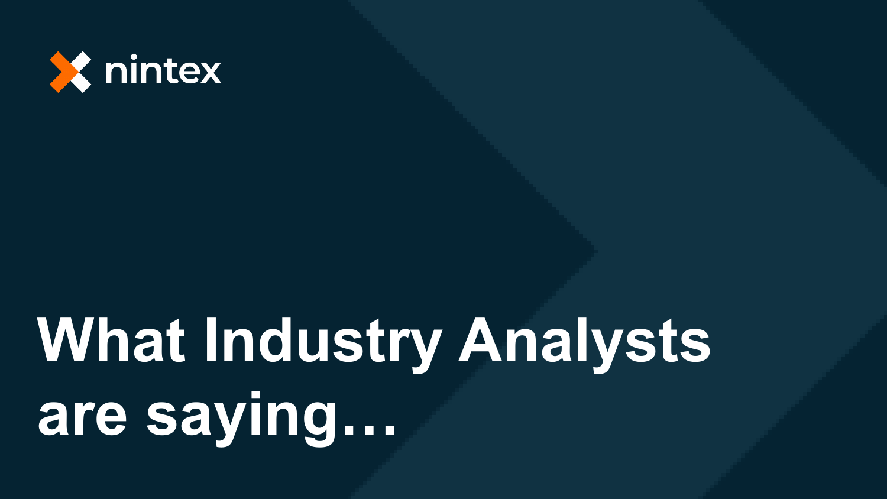nintex

# What Industry Analysts are saying…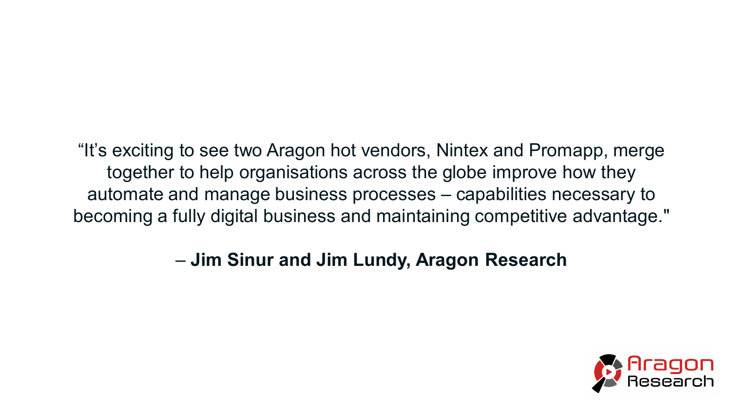"It's exciting to see two Aragon hot vendors, Nintex and Promapp, merge together to help organisations across the globe improve how they automate and manage business processes – capabilities necessary to becoming a fully digital business and maintaining competitive advantage."

**– Jim Sinur and Jim Lundy, Aragon Research**

Aragon Research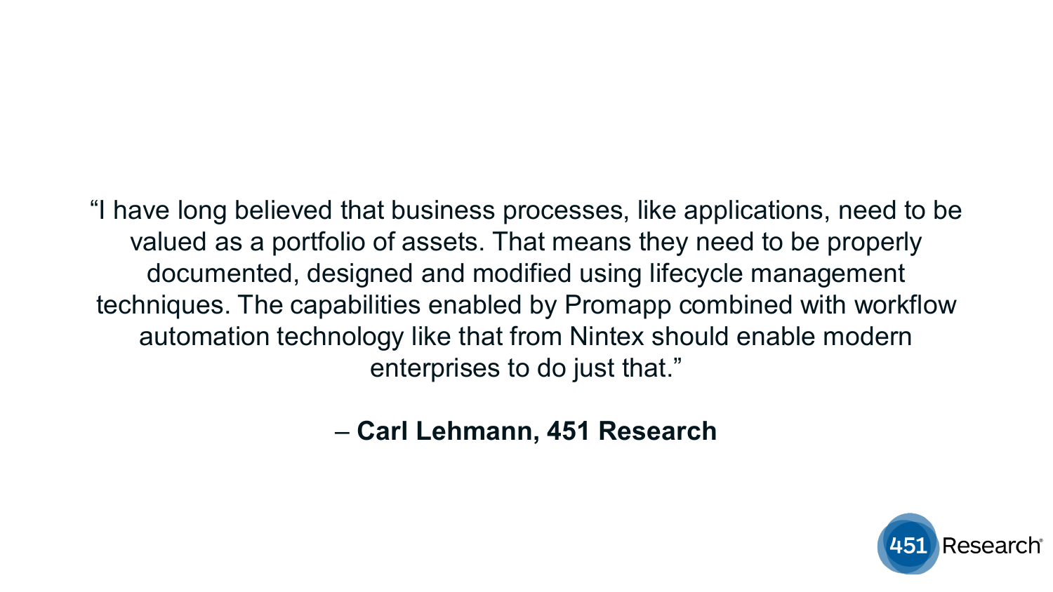"I have long believed that business processes, like applications, need to be valued as a portfolio of assets. That means they need to be properly documented, designed and modified using lifecycle management techniques. The capabilities enabled by Promapp combined with workflow automation technology like that from Nintex should enable modern enterprises to do just that."

– **Carl Lehmann, 451 Research**

451 Research®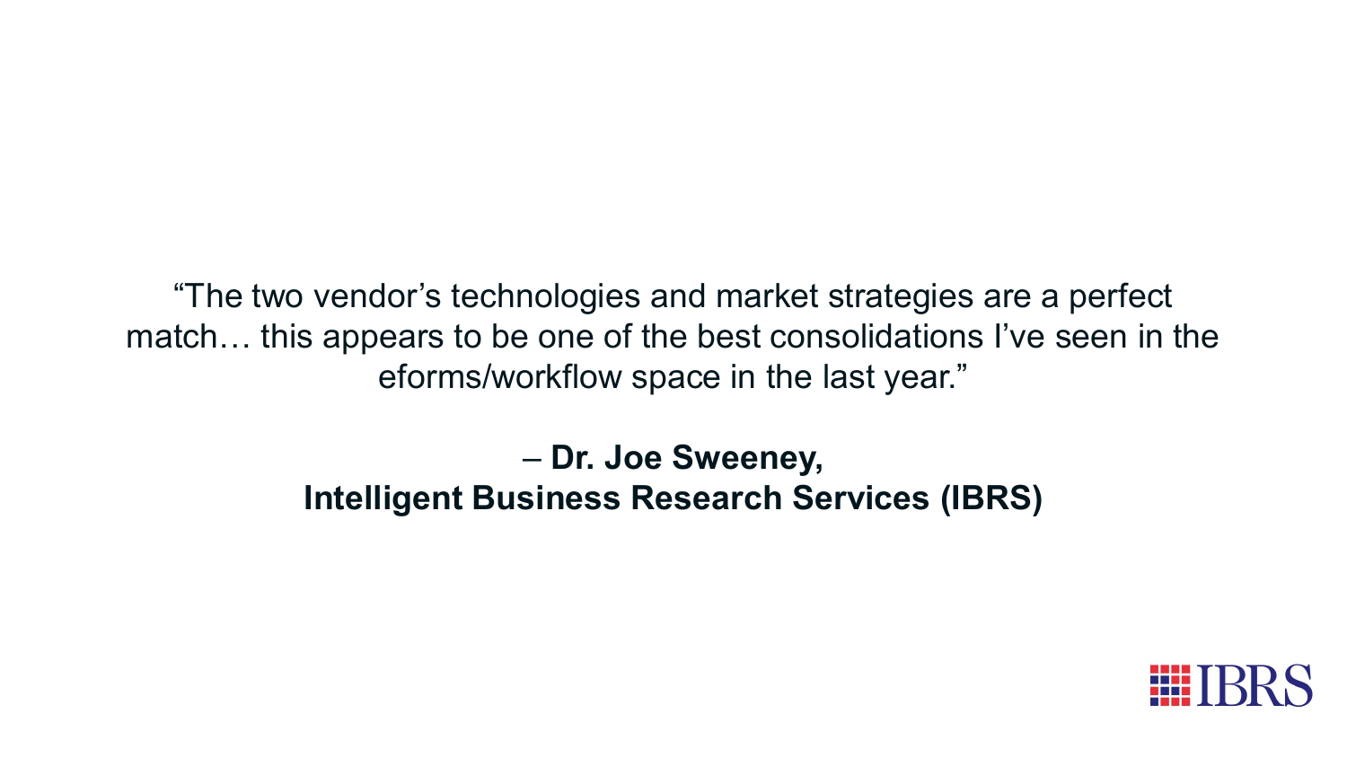"The two vendor's technologies and market strategies are a perfect match… this appears to be one of the best consolidations I've seen in the eforms/workflow space in the last year."

– **Dr. Joe Sweeney,**
**Intelligent Business Research Services (IBRS)**

IBRS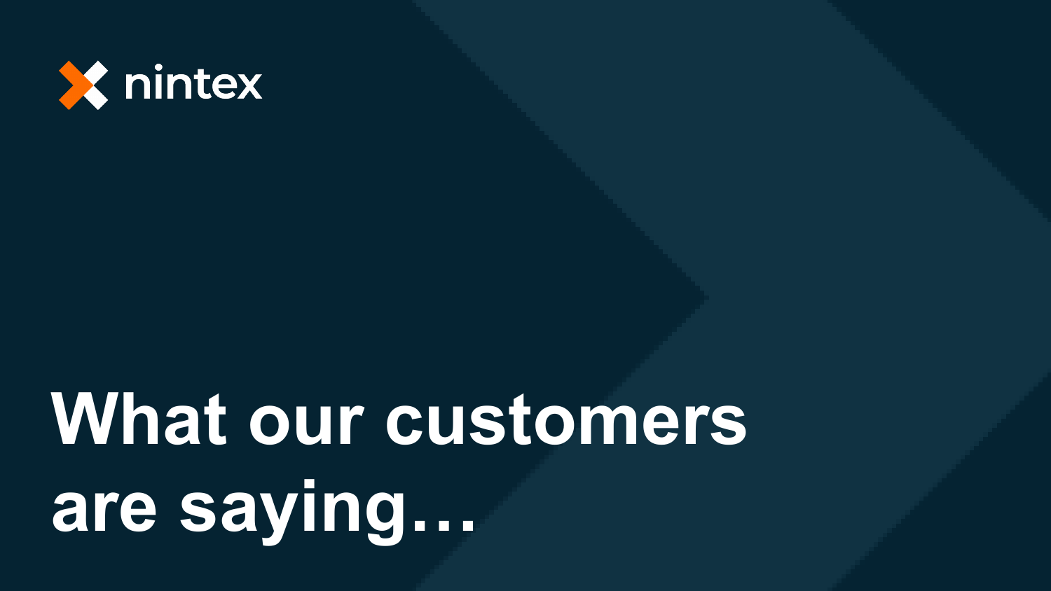nintex

# What our customers are saying…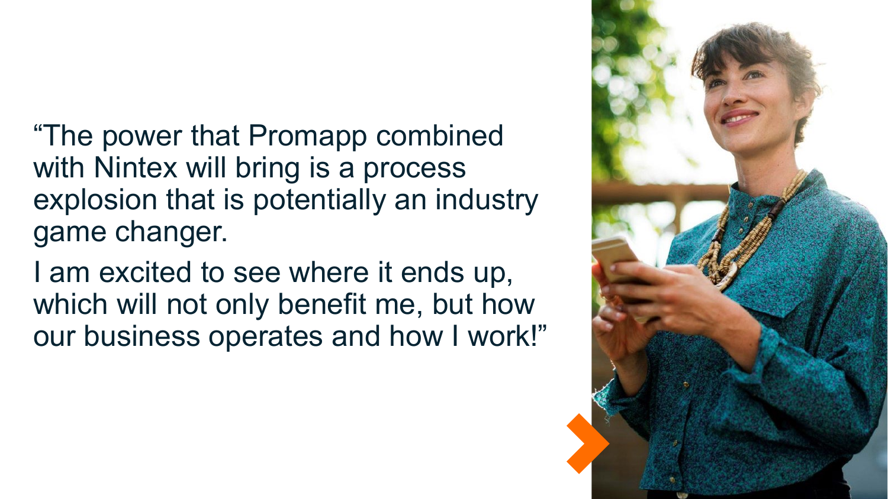"The power that Promapp combined with Nintex will bring is a process explosion that is potentially an industry game changer.

I am excited to see where it ends up, which will not only benefit me, but how our business operates and how I work!"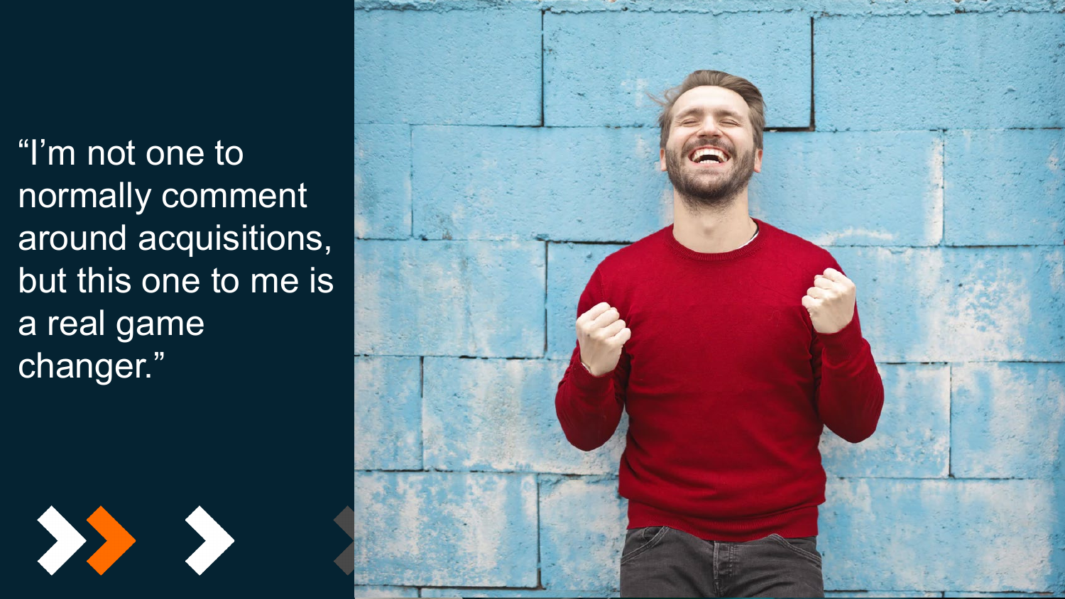“I’m not one to normally comment around acquisitions, but this one to me is a real game changer.”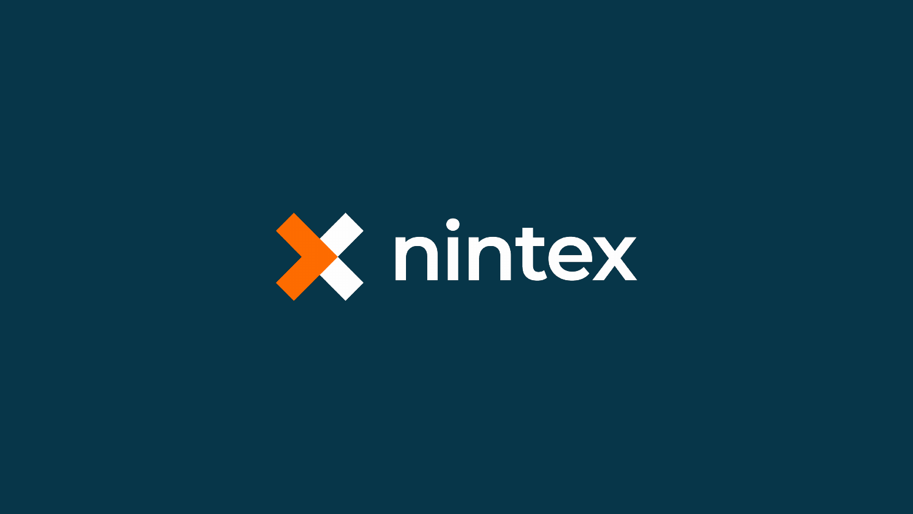nintex